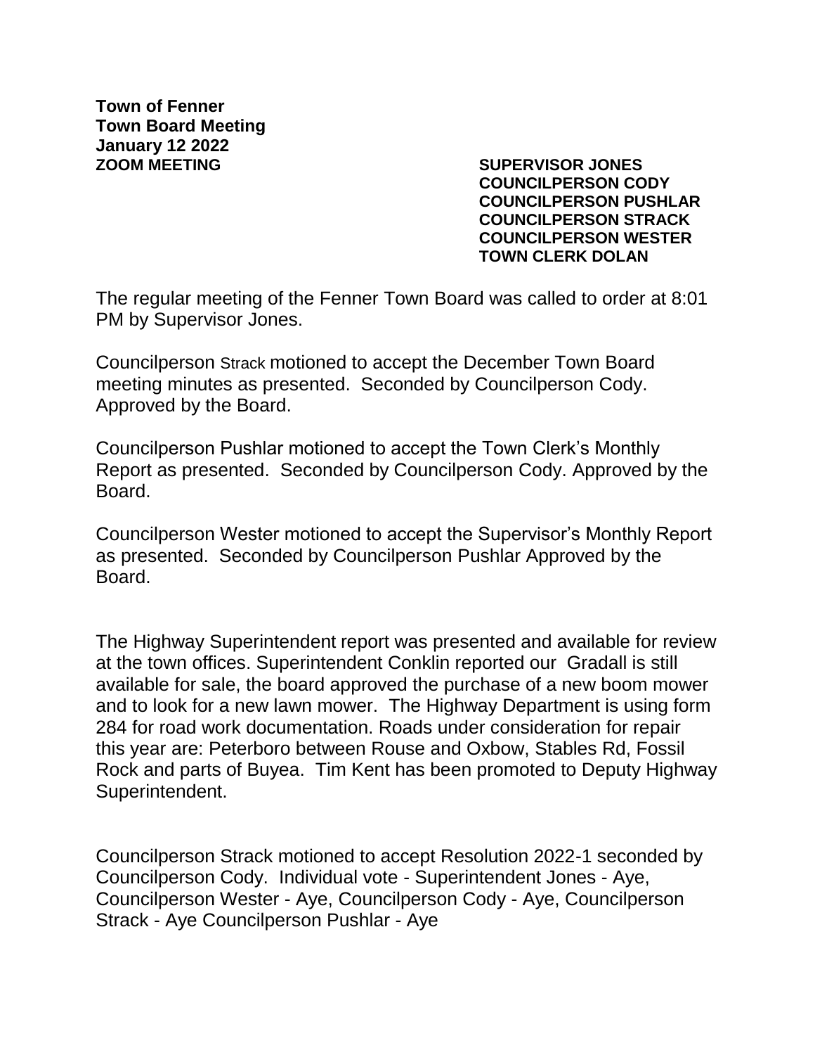**Town of Fenner**
**Town Board Meeting**
**January 12 2022**
**ZOOM MEETING**

**SUPERVISOR JONES**
**COUNCILPERSON CODY**
**COUNCILPERSON PUSHLAR**
**COUNCILPERSON STRACK**
**COUNCILPERSON WESTER**
**TOWN CLERK DOLAN**

The regular meeting of the Fenner Town Board was called to order at 8:01 PM by Supervisor Jones.

Councilperson Strack motioned to accept the December Town Board meeting minutes as presented. Seconded by Councilperson Cody. Approved by the Board.

Councilperson Pushlar motioned to accept the Town Clerk's Monthly Report as presented. Seconded by Councilperson Cody. Approved by the Board.

Councilperson Wester motioned to accept the Supervisor's Monthly Report as presented. Seconded by Councilperson Pushlar Approved by the Board.

The Highway Superintendent report was presented and available for review at the town offices. Superintendent Conklin reported our Gradall is still available for sale, the board approved the purchase of a new boom mower and to look for a new lawn mower. The Highway Department is using form 284 for road work documentation. Roads under consideration for repair this year are: Peterboro between Rouse and Oxbow, Stables Rd, Fossil Rock and parts of Buyea. Tim Kent has been promoted to Deputy Highway Superintendent.

Councilperson Strack motioned to accept Resolution 2022-1 seconded by Councilperson Cody. Individual vote - Superintendent Jones - Aye, Councilperson Wester - Aye, Councilperson Cody - Aye, Councilperson Strack - Aye Councilperson Pushlar - Aye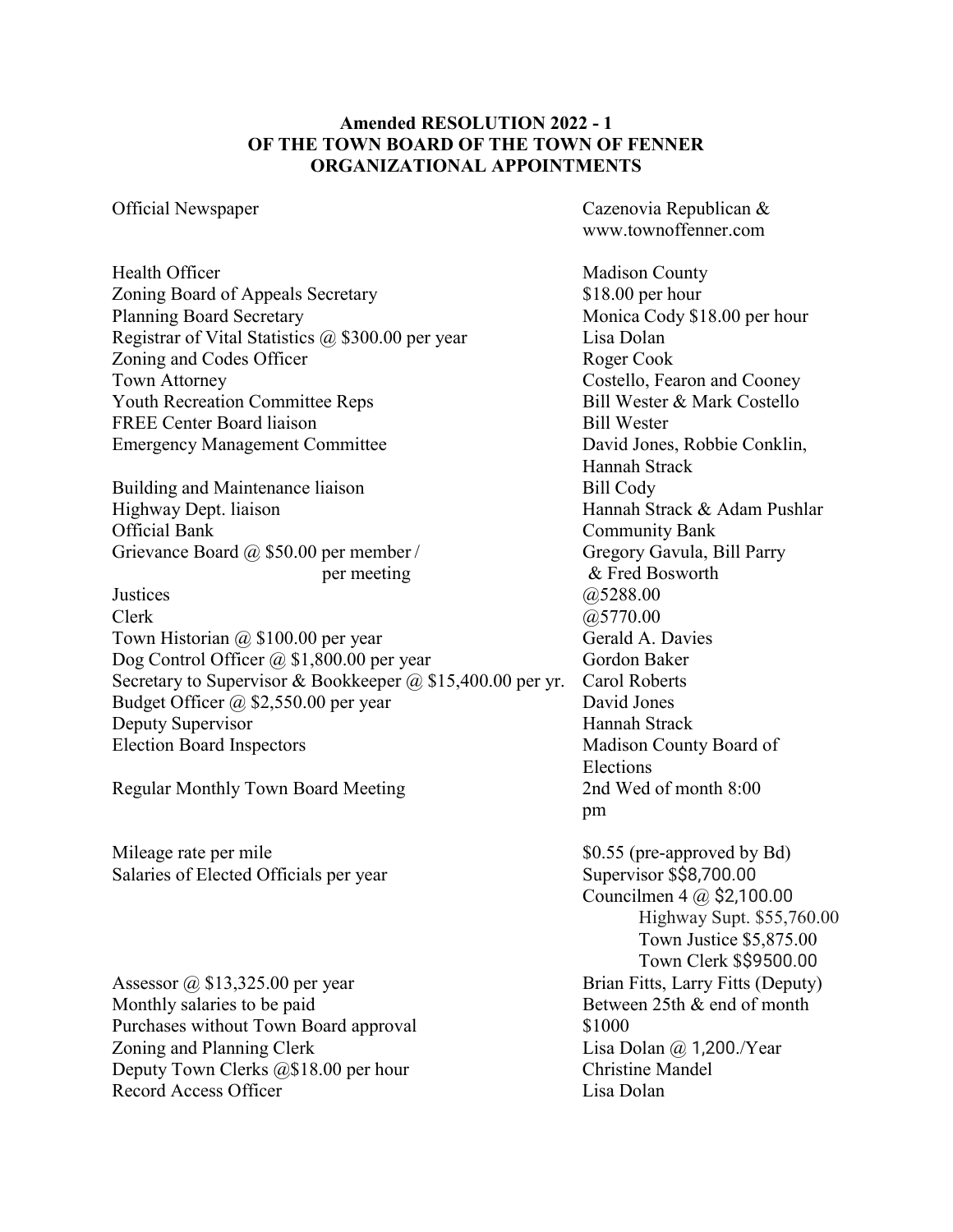**Amended RESOLUTION 2022 - 1**
**OF THE TOWN BOARD OF THE TOWN OF FENNER**
**ORGANIZATIONAL APPOINTMENTS**

| | |
|---|---|
| Official Newspaper | Cazenovia Republican & www.townoffenner.com |
| Health Officer | Madison County |
| Zoning Board of Appeals Secretary | $18.00 per hour |
| Planning Board Secretary | Monica Cody $18.00 per hour |
| Registrar of Vital Statistics @ $300.00 per year | Lisa Dolan |
| Zoning and Codes Officer | Roger Cook |
| Town Attorney | Costello, Fearon and Cooney |
| Youth Recreation Committee Reps | Bill Wester & Mark Costello |
| FREE Center Board liaison | Bill Wester |
| Emergency Management Committee | David Jones, Robbie Conklin, Hannah Strack |
| Building and Maintenance liaison | Bill Cody |
| Highway Dept. liaison | Hannah Strack & Adam Pushlar |
| Official Bank | Community Bank |
| Grievance Board @ $50.00 per member / per meeting | Gregory Gavula, Bill Parry & Fred Bosworth |
| Justices | @5288.00 |
| Clerk | @5770.00 |
| Town Historian @ $100.00 per year | Gerald A. Davies |
| Dog Control Officer @ $1,800.00 per year | Gordon Baker |
| Secretary to Supervisor & Bookkeeper @ $15,400.00 per yr. | Carol Roberts |
| Budget Officer @ $2,550.00 per year | David Jones |
| Deputy Supervisor | Hannah Strack |
| Election Board Inspectors | Madison County Board of Elections |
| Regular Monthly Town Board Meeting | 2nd Wed of month 8:00 pm |
| Mileage rate per mile | $0.55 (pre-approved by Bd) |
| Salaries of Elected Officials per year | Supervisor $$8,700.00<br>Councilmen 4 @ $2,100.00<br>Highway Supt. $55,760.00<br>Town Justice $5,875.00<br>Town Clerk $$9500.00 |
| Assessor @ $13,325.00 per year | Brian Fitts, Larry Fitts (Deputy) |
| Monthly salaries to be paid | Between 25th & end of month |
| Purchases without Town Board approval | $1000 |
| Zoning and Planning Clerk | Lisa Dolan @ 1,200./Year |
| Deputy Town Clerks @$18.00 per hour | Christine Mandel |
| Record Access Officer | Lisa Dolan |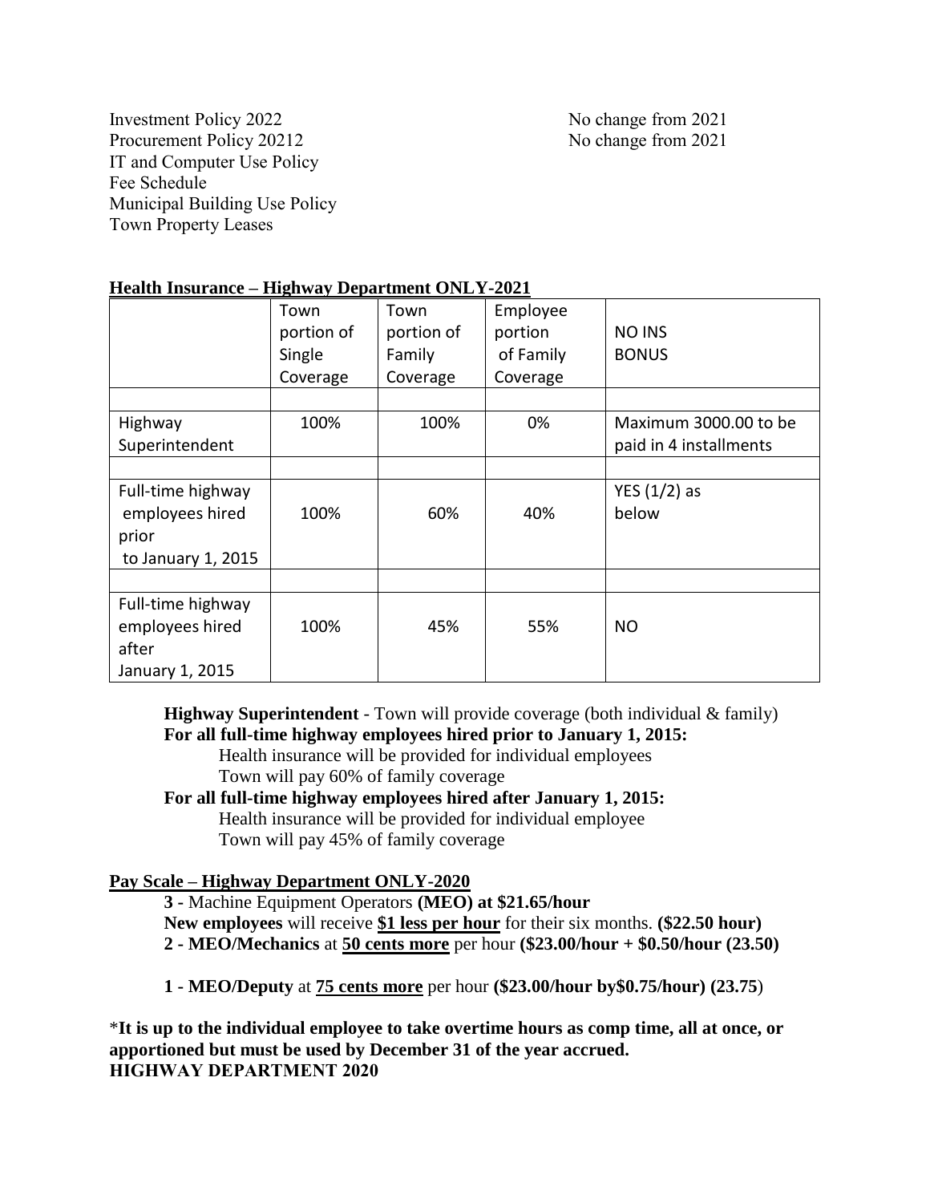Investment Policy 2022 — No change from 2021
Procurement Policy 20212 — No change from 2021
IT and Computer Use Policy
Fee Schedule
Municipal Building Use Policy
Town Property Leases

**Health Insurance – Highway Department ONLY-2021**

| | Town portion of Single Coverage | Town portion of Family Coverage | Employee portion of Family Coverage | NO INS BONUS |
|---|---|---|---|---|
| | | | | |
| Highway Superintendent | 100% | 100% | 0% | Maximum 3000.00 to be paid in 4 installments |
| | | | | |
| Full-time highway employees hired prior to January 1, 2015 | 100% | 60% | 40% | YES (1/2) as below |
| | | | | |
| Full-time highway employees hired after January 1, 2015 | 100% | 45% | 55% | NO |

**Highway Superintendent** - Town will provide coverage (both individual & family)
**For all full-time highway employees hired prior to January 1, 2015:**
Health insurance will be provided for individual employees
Town will pay 60% of family coverage
**For all full-time highway employees hired after January 1, 2015:**
Health insurance will be provided for individual employee
Town will pay 45% of family coverage

**Pay Scale – Highway Department ONLY-2020**

**3 -** Machine Equipment Operators **(MEO) at $21.65/hour**
**New employees** will receive **$1 less per hour** for their six months. **($22.50 hour)**
**2 - MEO/Mechanics** at **50 cents more** per hour **($23.00/hour + $0.50/hour (23.50)**

**1 - MEO/Deputy** at **75 cents more** per hour **($23.00/hour by$0.75/hour) (23.75**)

\***It is up to the individual employee to take overtime hours as comp time, all at once, or apportioned but must be used by December 31 of the year accrued.**
**HIGHWAY DEPARTMENT 2020**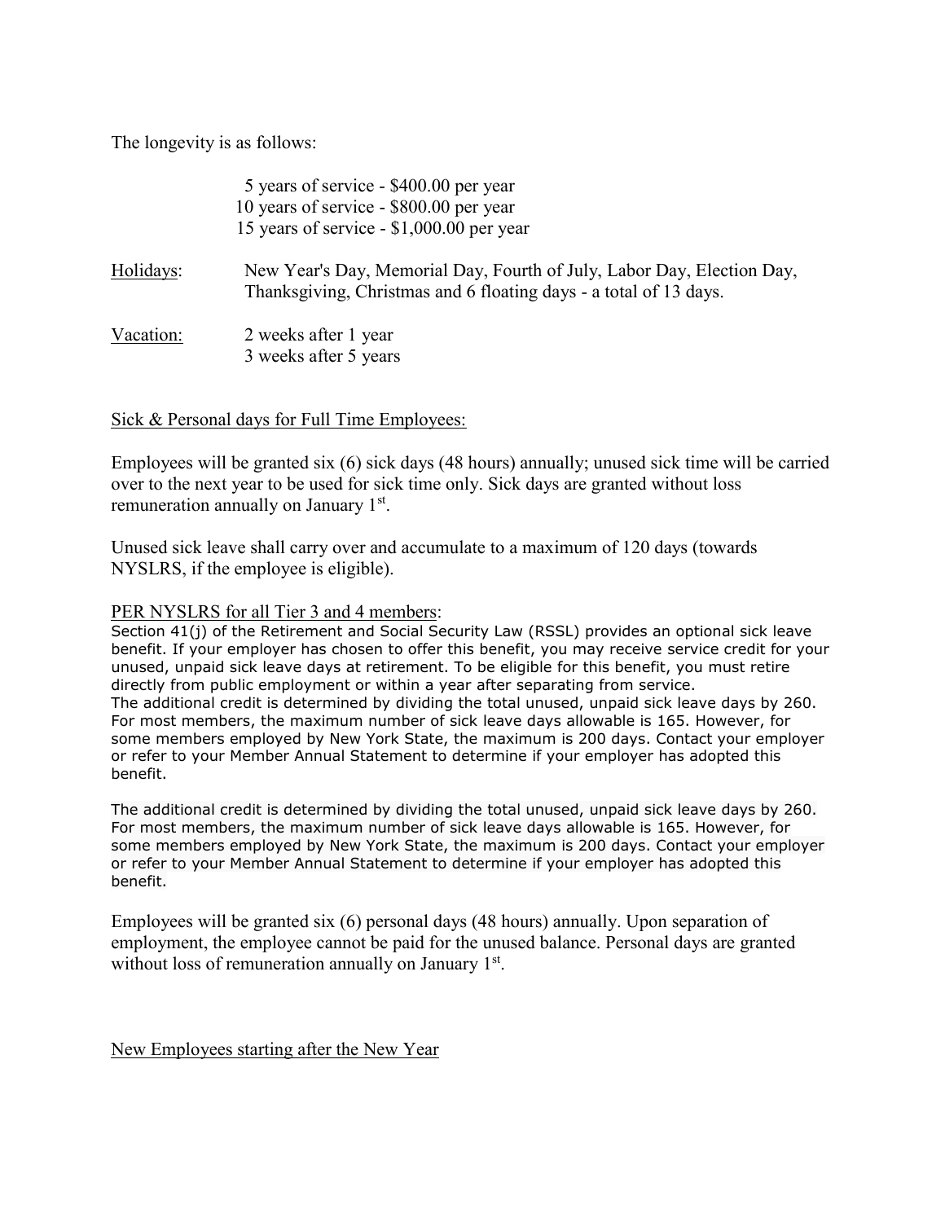The longevity is as follows:

5 years of service - $400.00 per year
10 years of service - $800.00 per year
15 years of service - $1,000.00 per year

Holidays: New Year's Day, Memorial Day, Fourth of July, Labor Day, Election Day, Thanksgiving, Christmas and 6 floating days - a total of 13 days.

Vacation: 2 weeks after 1 year
3 weeks after 5 years

Sick & Personal days for Full Time Employees:

Employees will be granted six (6) sick days (48 hours) annually; unused sick time will be carried over to the next year to be used for sick time only. Sick days are granted without loss remuneration annually on January 1st.

Unused sick leave shall carry over and accumulate to a maximum of 120 days (towards NYSLRS, if the employee is eligible).

PER NYSLRS for all Tier 3 and 4 members:

Section 41(j) of the Retirement and Social Security Law (RSSL) provides an optional sick leave benefit. If your employer has chosen to offer this benefit, you may receive service credit for your unused, unpaid sick leave days at retirement. To be eligible for this benefit, you must retire directly from public employment or within a year after separating from service.
The additional credit is determined by dividing the total unused, unpaid sick leave days by 260. For most members, the maximum number of sick leave days allowable is 165. However, for some members employed by New York State, the maximum is 200 days. Contact your employer or refer to your Member Annual Statement to determine if your employer has adopted this benefit.

The additional credit is determined by dividing the total unused, unpaid sick leave days by 260. For most members, the maximum number of sick leave days allowable is 165. However, for some members employed by New York State, the maximum is 200 days. Contact your employer or refer to your Member Annual Statement to determine if your employer has adopted this benefit.

Employees will be granted six (6) personal days (48 hours) annually. Upon separation of employment, the employee cannot be paid for the unused balance. Personal days are granted without loss of remuneration annually on January 1st.

New Employees starting after the New Year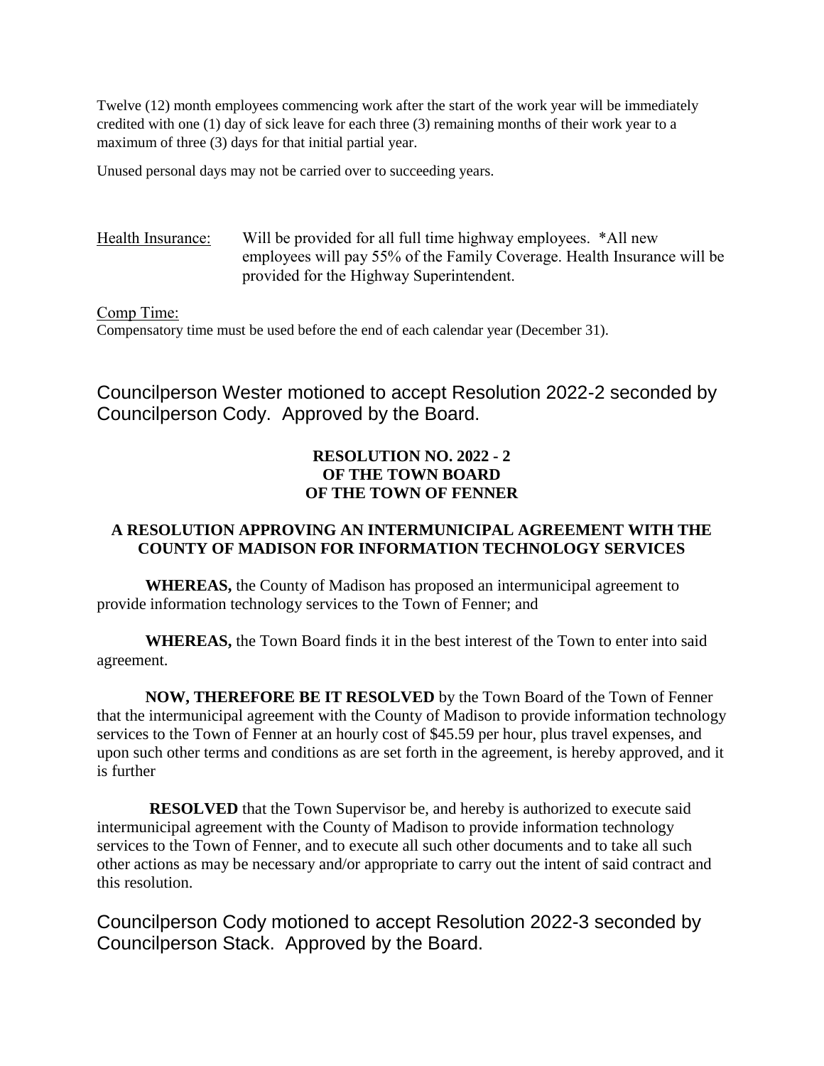Twelve (12) month employees commencing work after the start of the work year will be immediately credited with one (1) day of sick leave for each three (3) remaining months of their work year to a maximum of three (3) days for that initial partial year.

Unused personal days may not be carried over to succeeding years.

Health Insurance: Will be provided for all full time highway employees. *All new employees will pay 55% of the Family Coverage. Health Insurance will be provided for the Highway Superintendent.

Comp Time:
Compensatory time must be used before the end of each calendar year (December 31).

Councilperson Wester motioned to accept Resolution 2022-2 seconded by Councilperson Cody. Approved by the Board.

**RESOLUTION NO. 2022 - 2**
**OF THE TOWN BOARD**
**OF THE TOWN OF FENNER**

**A RESOLUTION APPROVING AN INTERMUNICIPAL AGREEMENT WITH THE COUNTY OF MADISON FOR INFORMATION TECHNOLOGY SERVICES**

**WHEREAS,** the County of Madison has proposed an intermunicipal agreement to provide information technology services to the Town of Fenner; and

**WHEREAS,** the Town Board finds it in the best interest of the Town to enter into said agreement.

**NOW, THEREFORE BE IT RESOLVED** by the Town Board of the Town of Fenner that the intermunicipal agreement with the County of Madison to provide information technology services to the Town of Fenner at an hourly cost of $45.59 per hour, plus travel expenses, and upon such other terms and conditions as are set forth in the agreement, is hereby approved, and it is further

**RESOLVED** that the Town Supervisor be, and hereby is authorized to execute said intermunicipal agreement with the County of Madison to provide information technology services to the Town of Fenner, and to execute all such other documents and to take all such other actions as may be necessary and/or appropriate to carry out the intent of said contract and this resolution.

Councilperson Cody motioned to accept Resolution 2022-3 seconded by Councilperson Stack. Approved by the Board.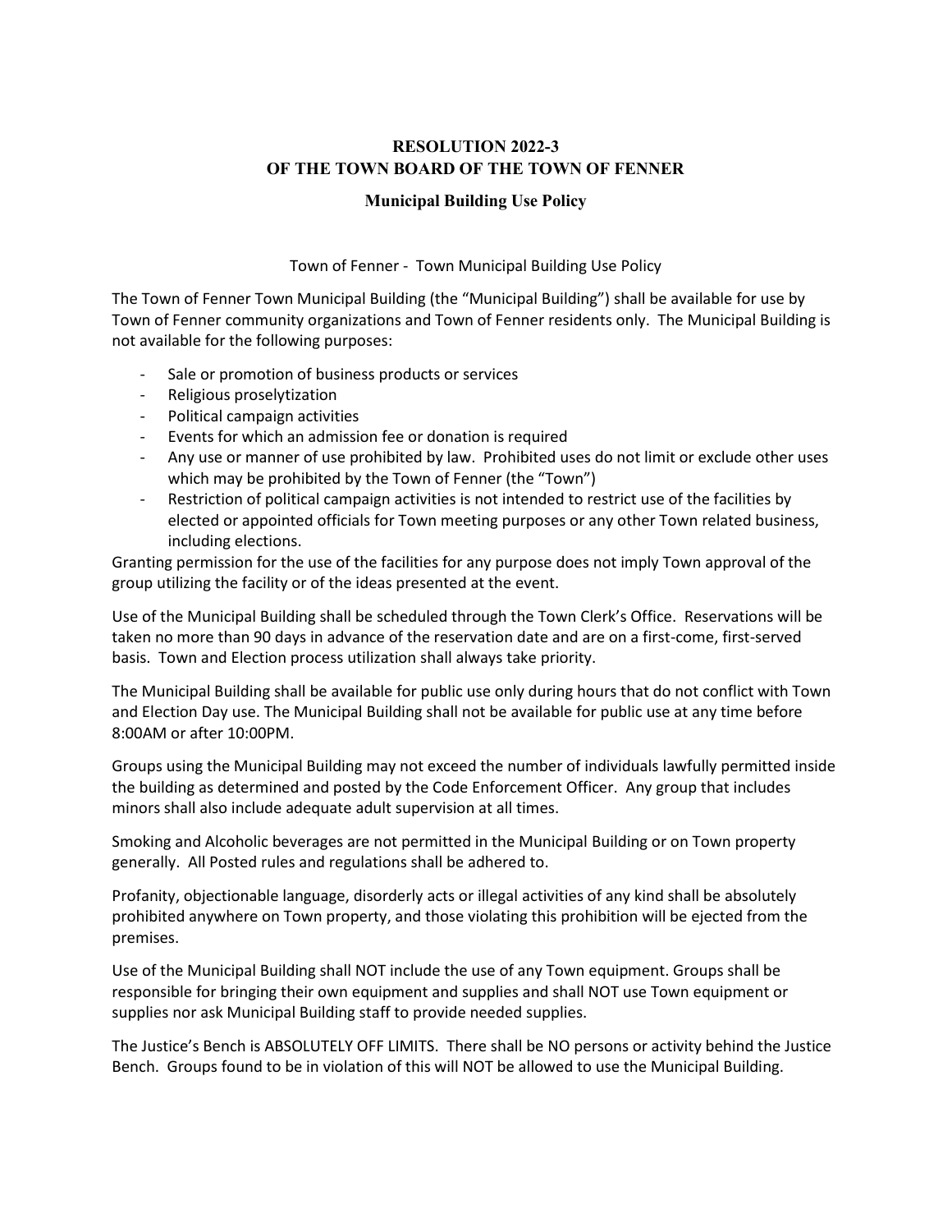**RESOLUTION 2022-3**
**OF THE TOWN BOARD OF THE TOWN OF FENNER**

**Municipal Building Use Policy**

Town of Fenner - Town Municipal Building Use Policy

The Town of Fenner Town Municipal Building (the "Municipal Building") shall be available for use by Town of Fenner community organizations and Town of Fenner residents only. The Municipal Building is not available for the following purposes:

- Sale or promotion of business products or services
- Religious proselytization
- Political campaign activities
- Events for which an admission fee or donation is required
- Any use or manner of use prohibited by law. Prohibited uses do not limit or exclude other uses which may be prohibited by the Town of Fenner (the "Town")
- Restriction of political campaign activities is not intended to restrict use of the facilities by elected or appointed officials for Town meeting purposes or any other Town related business, including elections.

Granting permission for the use of the facilities for any purpose does not imply Town approval of the group utilizing the facility or of the ideas presented at the event.

Use of the Municipal Building shall be scheduled through the Town Clerk's Office. Reservations will be taken no more than 90 days in advance of the reservation date and are on a first-come, first-served basis. Town and Election process utilization shall always take priority.

The Municipal Building shall be available for public use only during hours that do not conflict with Town and Election Day use. The Municipal Building shall not be available for public use at any time before 8:00AM or after 10:00PM.

Groups using the Municipal Building may not exceed the number of individuals lawfully permitted inside the building as determined and posted by the Code Enforcement Officer. Any group that includes minors shall also include adequate adult supervision at all times.

Smoking and Alcoholic beverages are not permitted in the Municipal Building or on Town property generally. All Posted rules and regulations shall be adhered to.

Profanity, objectionable language, disorderly acts or illegal activities of any kind shall be absolutely prohibited anywhere on Town property, and those violating this prohibition will be ejected from the premises.

Use of the Municipal Building shall NOT include the use of any Town equipment. Groups shall be responsible for bringing their own equipment and supplies and shall NOT use Town equipment or supplies nor ask Municipal Building staff to provide needed supplies.

The Justice's Bench is ABSOLUTELY OFF LIMITS. There shall be NO persons or activity behind the Justice Bench. Groups found to be in violation of this will NOT be allowed to use the Municipal Building.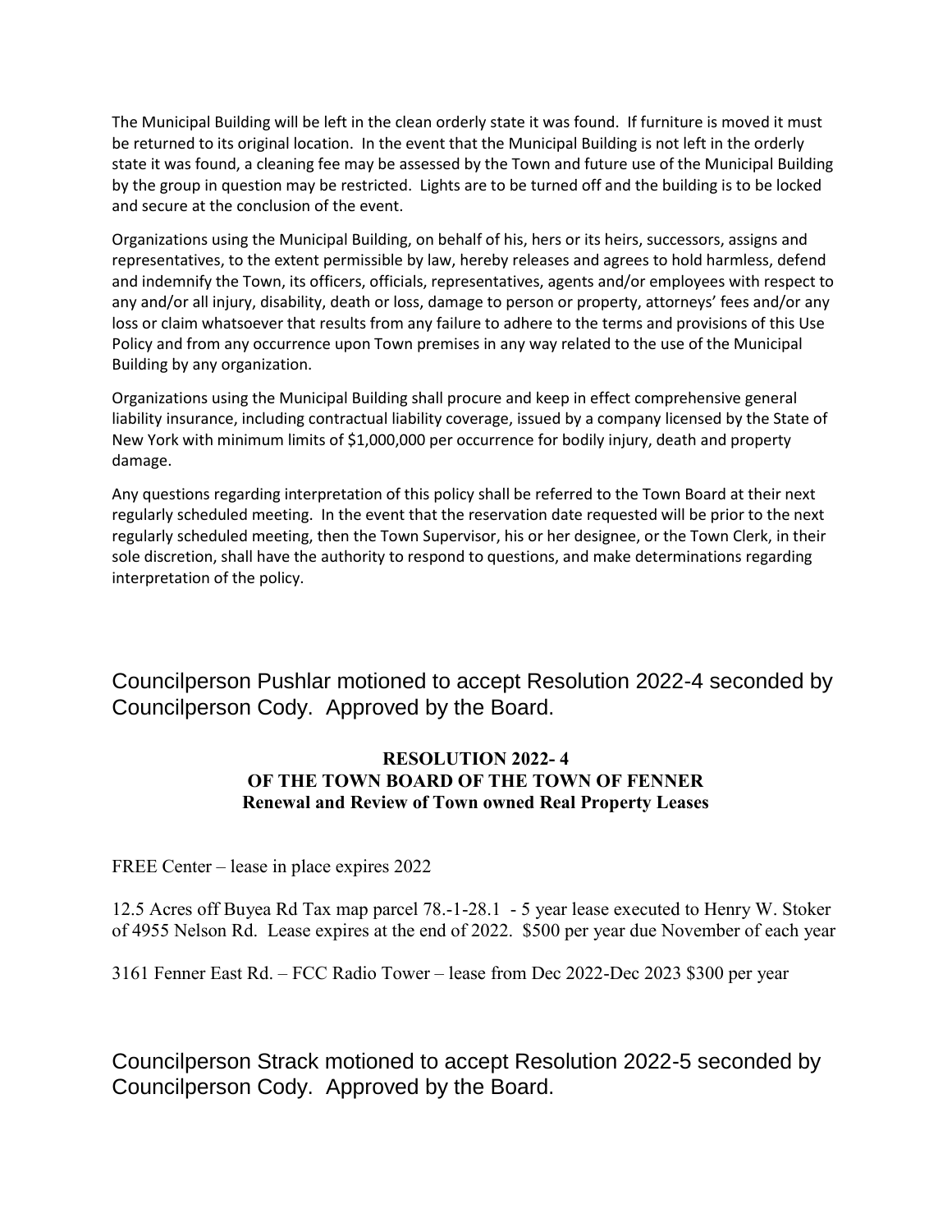The Municipal Building will be left in the clean orderly state it was found. If furniture is moved it must be returned to its original location. In the event that the Municipal Building is not left in the orderly state it was found, a cleaning fee may be assessed by the Town and future use of the Municipal Building by the group in question may be restricted. Lights are to be turned off and the building is to be locked and secure at the conclusion of the event.

Organizations using the Municipal Building, on behalf of his, hers or its heirs, successors, assigns and representatives, to the extent permissible by law, hereby releases and agrees to hold harmless, defend and indemnify the Town, its officers, officials, representatives, agents and/or employees with respect to any and/or all injury, disability, death or loss, damage to person or property, attorneys' fees and/or any loss or claim whatsoever that results from any failure to adhere to the terms and provisions of this Use Policy and from any occurrence upon Town premises in any way related to the use of the Municipal Building by any organization.

Organizations using the Municipal Building shall procure and keep in effect comprehensive general liability insurance, including contractual liability coverage, issued by a company licensed by the State of New York with minimum limits of $1,000,000 per occurrence for bodily injury, death and property damage.

Any questions regarding interpretation of this policy shall be referred to the Town Board at their next regularly scheduled meeting. In the event that the reservation date requested will be prior to the next regularly scheduled meeting, then the Town Supervisor, his or her designee, or the Town Clerk, in their sole discretion, shall have the authority to respond to questions, and make determinations regarding interpretation of the policy.

Councilperson Pushlar motioned to accept Resolution 2022-4 seconded by Councilperson Cody. Approved by the Board.

**RESOLUTION 2022- 4**
**OF THE TOWN BOARD OF THE TOWN OF FENNER**
**Renewal and Review of Town owned Real Property Leases**

FREE Center – lease in place expires 2022

12.5 Acres off Buyea Rd Tax map parcel 78.-1-28.1 - 5 year lease executed to Henry W. Stoker of 4955 Nelson Rd. Lease expires at the end of 2022. $500 per year due November of each year

3161 Fenner East Rd. – FCC Radio Tower – lease from Dec 2022-Dec 2023 $300 per year

Councilperson Strack motioned to accept Resolution 2022-5 seconded by Councilperson Cody. Approved by the Board.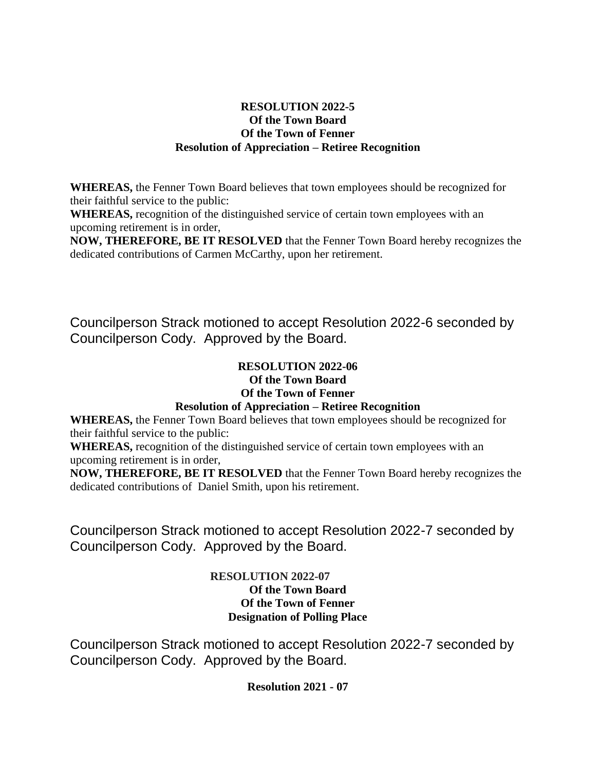**RESOLUTION 2022-5**
**Of the Town Board**
**Of the Town of Fenner**
**Resolution of Appreciation – Retiree Recognition**

**WHEREAS,** the Fenner Town Board believes that town employees should be recognized for their faithful service to the public:
**WHEREAS,** recognition of the distinguished service of certain town employees with an upcoming retirement is in order,
**NOW, THEREFORE, BE IT RESOLVED** that the Fenner Town Board hereby recognizes the dedicated contributions of Carmen McCarthy, upon her retirement.

Councilperson Strack motioned to accept Resolution 2022-6 seconded by Councilperson Cody. Approved by the Board.

**RESOLUTION 2022-06**
**Of the Town Board**
**Of the Town of Fenner**
**Resolution of Appreciation – Retiree Recognition**

**WHEREAS,** the Fenner Town Board believes that town employees should be recognized for their faithful service to the public:
**WHEREAS,** recognition of the distinguished service of certain town employees with an upcoming retirement is in order,
**NOW, THEREFORE, BE IT RESOLVED** that the Fenner Town Board hereby recognizes the dedicated contributions of Daniel Smith, upon his retirement.

Councilperson Strack motioned to accept Resolution 2022-7 seconded by Councilperson Cody. Approved by the Board.

**RESOLUTION 2022-07**
**Of the Town Board**
**Of the Town of Fenner**
**Designation of Polling Place**

Councilperson Strack motioned to accept Resolution 2022-7 seconded by Councilperson Cody. Approved by the Board.

**Resolution 2021 - 07**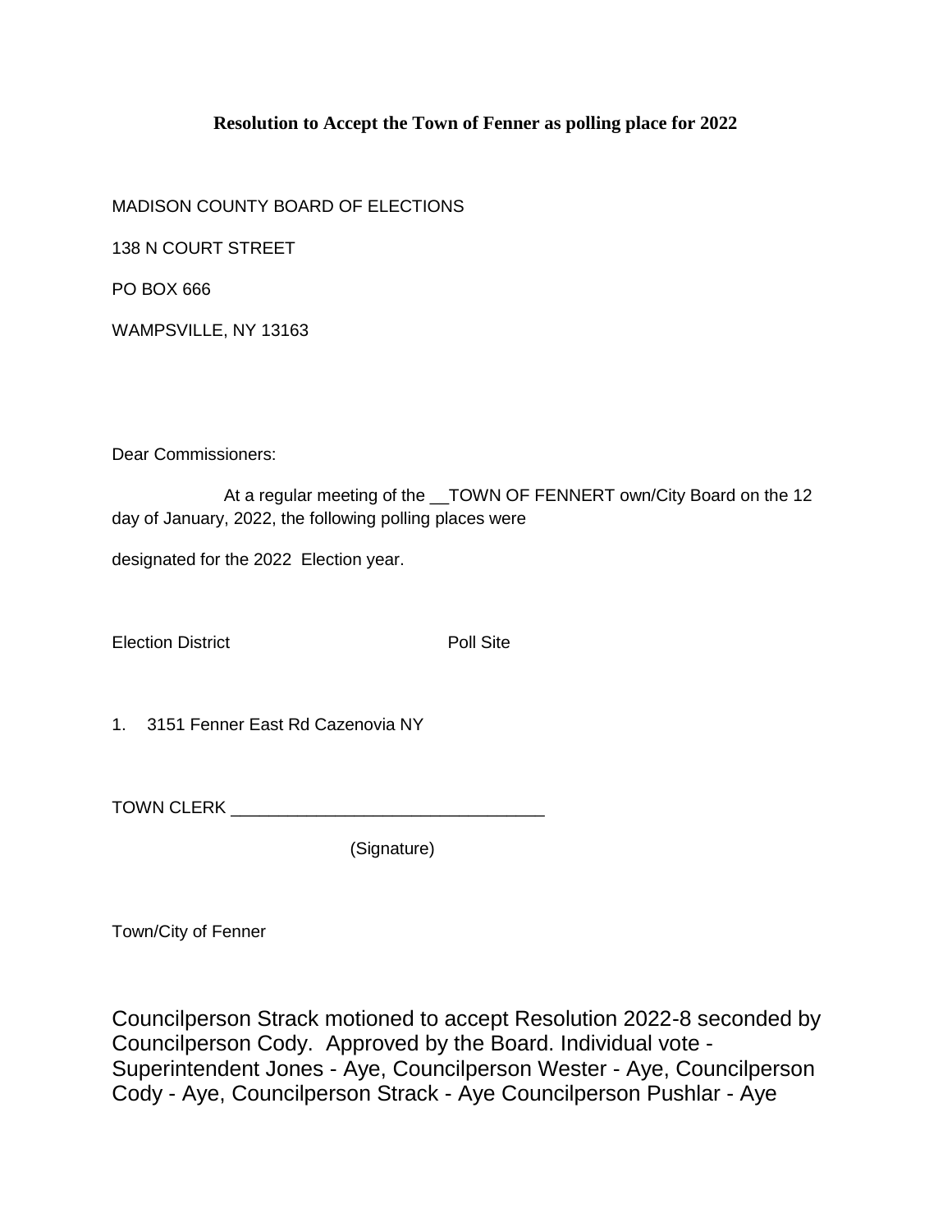**Resolution to Accept the Town of Fenner as polling place for 2022**

MADISON COUNTY BOARD OF ELECTIONS

138 N COURT STREET

PO BOX 666

WAMPSVILLE, NY 13163

Dear Commissioners:

At a regular meeting of the __TOWN OF FENNERT own/City Board on the 12 day of January, 2022, the following polling places were

designated for the 2022 Election year.

Election District Poll Site

1. 3151 Fenner East Rd Cazenovia NY

TOWN CLERK _________________________________

(Signature)

Town/City of Fenner

Councilperson Strack motioned to accept Resolution 2022-8 seconded by Councilperson Cody. Approved by the Board. Individual vote - Superintendent Jones - Aye, Councilperson Wester - Aye, Councilperson Cody - Aye, Councilperson Strack - Aye Councilperson Pushlar - Aye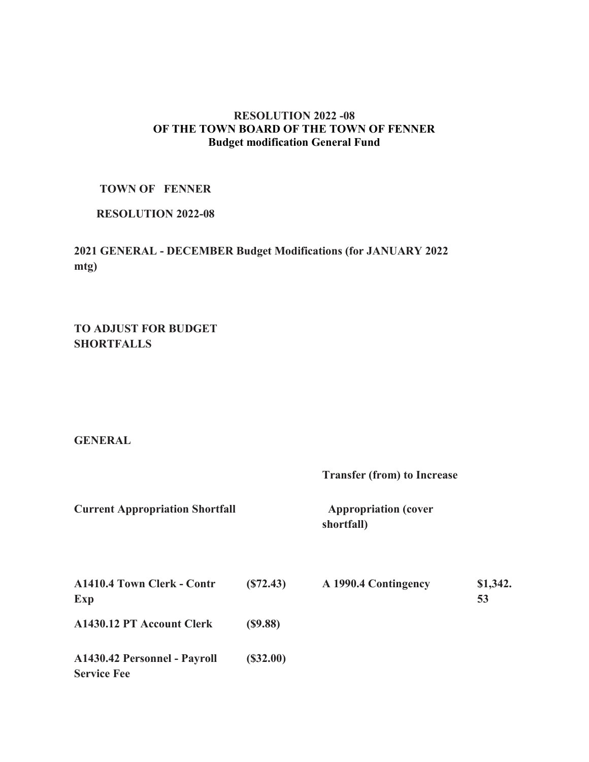**RESOLUTION 2022 -08**
**OF THE TOWN BOARD OF THE TOWN OF FENNER**
**Budget modification General Fund**

**TOWN OF FENNER**

**RESOLUTION 2022-08**

**2021 GENERAL - DECEMBER Budget Modifications (for JANUARY 2022 mtg)**

**TO ADJUST FOR BUDGET SHORTFALLS**

**GENERAL**

| **Current Appropriation Shortfall** | | **Transfer (from) to Increase Appropriation (cover shortfall)** | |
|---|---|---|---|
| **A1410.4 Town Clerk - Contr Exp** | **($72.43)** | **A 1990.4 Contingency** | **$1,342.53** |
| **A1430.12 PT Account Clerk** | **($9.88)** | | |
| **A1430.42 Personnel - Payroll Service Fee** | **($32.00)** | | |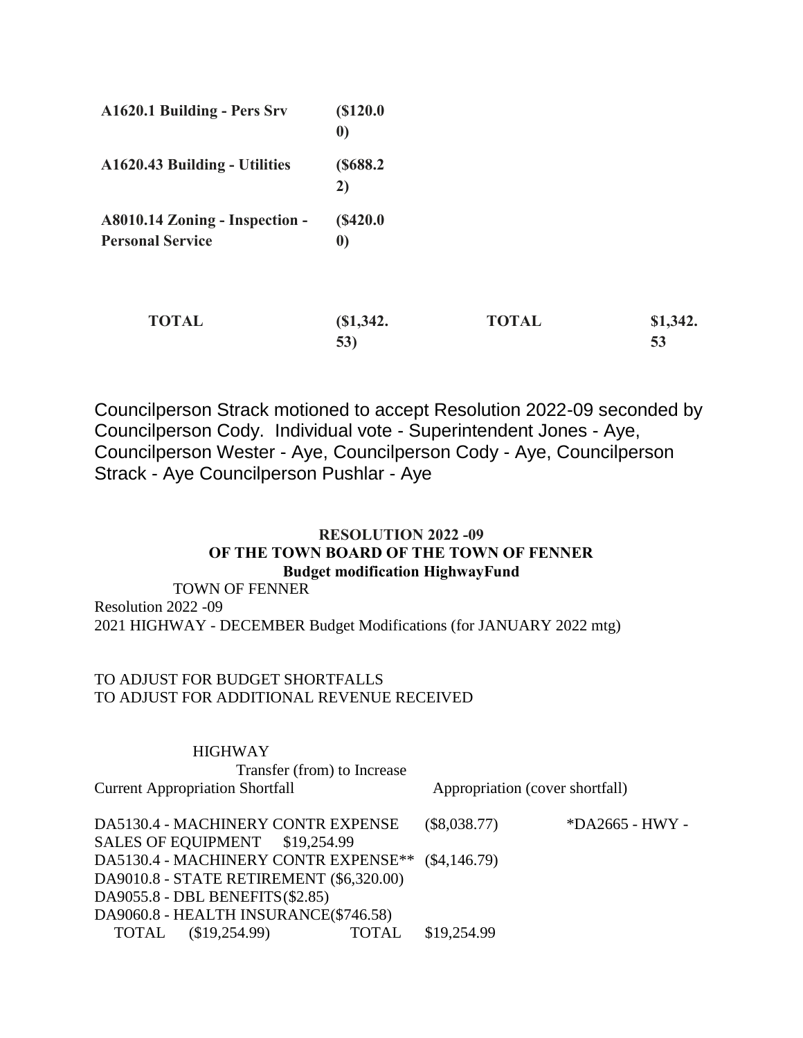| | | | |
|---|---|---|---|
| **A1620.1 Building - Pers Srv** | **($120.00)** | | |
| **A1620.43 Building - Utilities** | **($688.22)** | | |
| **A8010.14 Zoning - Inspection - Personal Service** | **($420.00)** | | |
| **TOTAL** | **($1,342.53)** | **TOTAL** | **$1,342.53** |

Councilperson Strack motioned to accept Resolution 2022-09 seconded by Councilperson Cody. Individual vote - Superintendent Jones - Aye, Councilperson Wester - Aye, Councilperson Cody - Aye, Councilperson Strack - Aye Councilperson Pushlar - Aye

**RESOLUTION 2022 -09**
**OF THE TOWN BOARD OF THE TOWN OF FENNER**
**Budget modification HighwayFund**

TOWN OF FENNER
Resolution 2022 -09
2021 HIGHWAY - DECEMBER Budget Modifications (for JANUARY 2022 mtg)

TO ADJUST FOR BUDGET SHORTFALLS
TO ADJUST FOR ADDITIONAL REVENUE RECEIVED

HIGHWAY

| Current Appropriation Shortfall | Transfer (from) to Increase | Appropriation (cover shortfall) | |
|---|---|---|---|
| DA5130.4 - MACHINERY CONTR EXPENSE | ($8,038.77) | *DA2665 - HWY - SALES OF EQUIPMENT | $19,254.99 |
| DA5130.4 - MACHINERY CONTR EXPENSE** | ($4,146.79) | | |
| DA9010.8 - STATE RETIREMENT | ($6,320.00) | | |
| DA9055.8 - DBL BENEFITS | ($2.85) | | |
| DA9060.8 - HEALTH INSURANCE | ($746.58) | | |
| TOTAL | ($19,254.99) | TOTAL | $19,254.99 |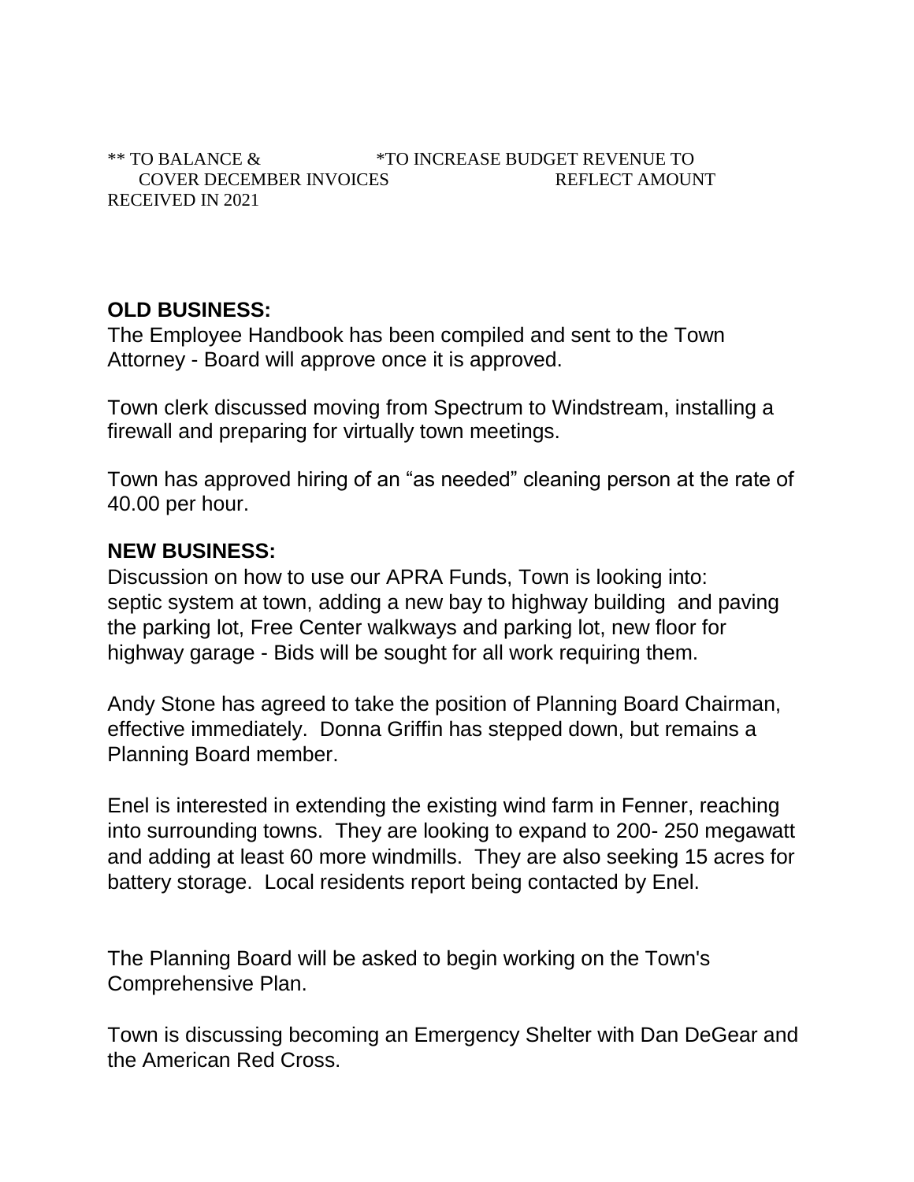** TO BALANCE & COVER DECEMBER INVOICES

*TO INCREASE BUDGET REVENUE TO REFLECT AMOUNT RECEIVED IN 2021

**OLD BUSINESS:**

The Employee Handbook has been compiled and sent to the Town Attorney - Board will approve once it is approved.

Town clerk discussed moving from Spectrum to Windstream, installing a firewall and preparing for virtually town meetings.

Town has approved hiring of an "as needed" cleaning person at the rate of 40.00 per hour.

**NEW BUSINESS:**

Discussion on how to use our APRA Funds, Town is looking into: septic system at town, adding a new bay to highway building and paving the parking lot, Free Center walkways and parking lot, new floor for highway garage - Bids will be sought for all work requiring them.

Andy Stone has agreed to take the position of Planning Board Chairman, effective immediately. Donna Griffin has stepped down, but remains a Planning Board member.

Enel is interested in extending the existing wind farm in Fenner, reaching into surrounding towns. They are looking to expand to 200- 250 megawatt and adding at least 60 more windmills. They are also seeking 15 acres for battery storage. Local residents report being contacted by Enel.

The Planning Board will be asked to begin working on the Town's Comprehensive Plan.

Town is discussing becoming an Emergency Shelter with Dan DeGear and the American Red Cross.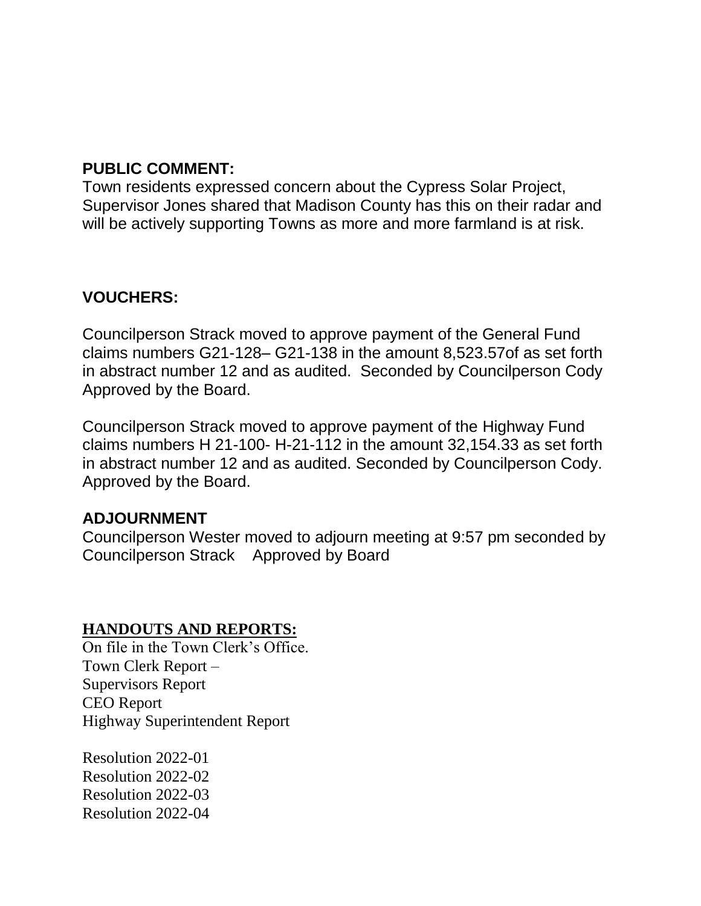**PUBLIC COMMENT:**
Town residents expressed concern about the Cypress Solar Project, Supervisor Jones shared that Madison County has this on their radar and will be actively supporting Towns as more and more farmland is at risk.

**VOUCHERS:**

Councilperson Strack moved to approve payment of the General Fund claims numbers G21-128– G21-138 in the amount 8,523.57of as set forth in abstract number 12 and as audited. Seconded by Councilperson Cody Approved by the Board.

Councilperson Strack moved to approve payment of the Highway Fund claims numbers H 21-100- H-21-112 in the amount 32,154.33 as set forth in abstract number 12 and as audited. Seconded by Councilperson Cody. Approved by the Board.

**ADJOURNMENT**
Councilperson Wester moved to adjourn meeting at 9:57 pm seconded by Councilperson Strack Approved by Board

**HANDOUTS AND REPORTS:**
On file in the Town Clerk's Office.
Town Clerk Report –
Supervisors Report
CEO Report
Highway Superintendent Report

Resolution 2022-01
Resolution 2022-02
Resolution 2022-03
Resolution 2022-04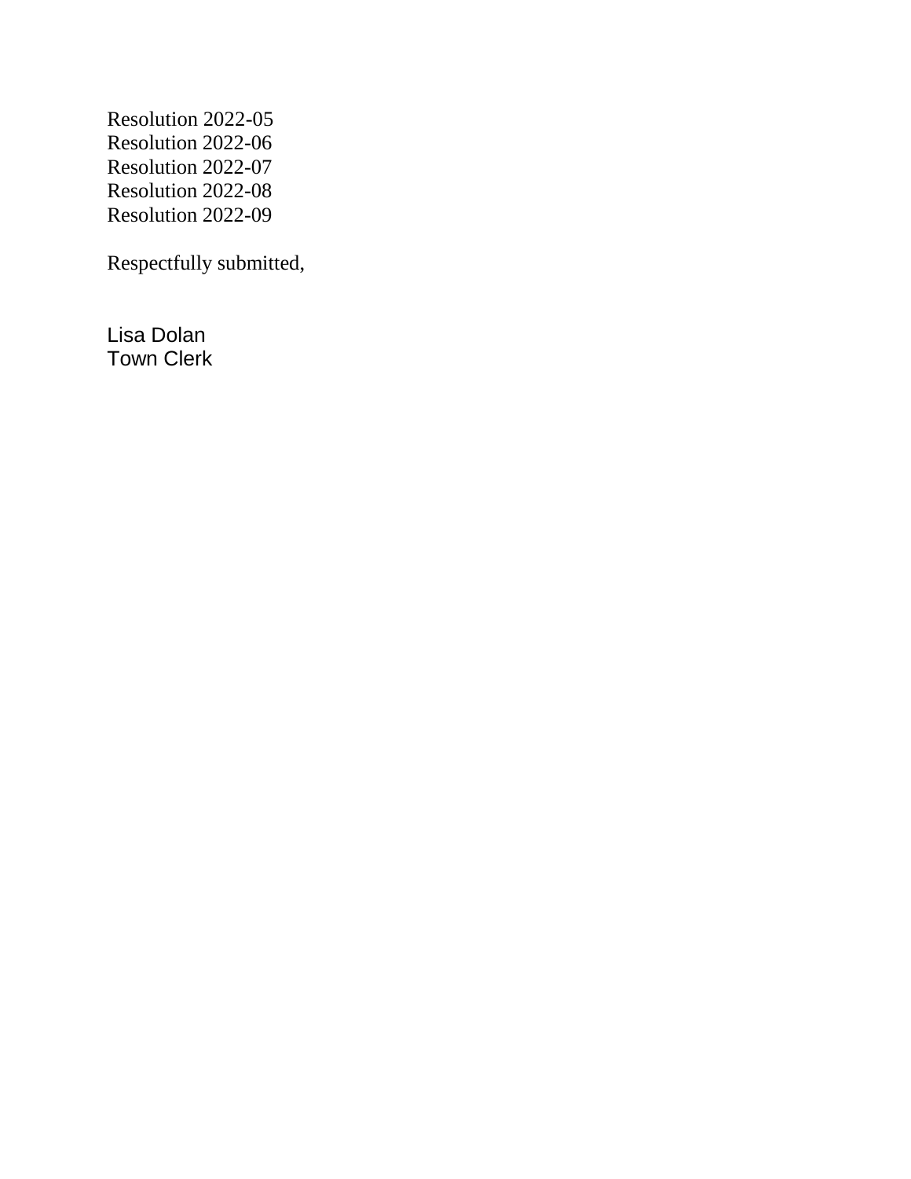Resolution 2022-05
Resolution 2022-06
Resolution 2022-07
Resolution 2022-08
Resolution 2022-09

Respectfully submitted,

Lisa Dolan
Town Clerk